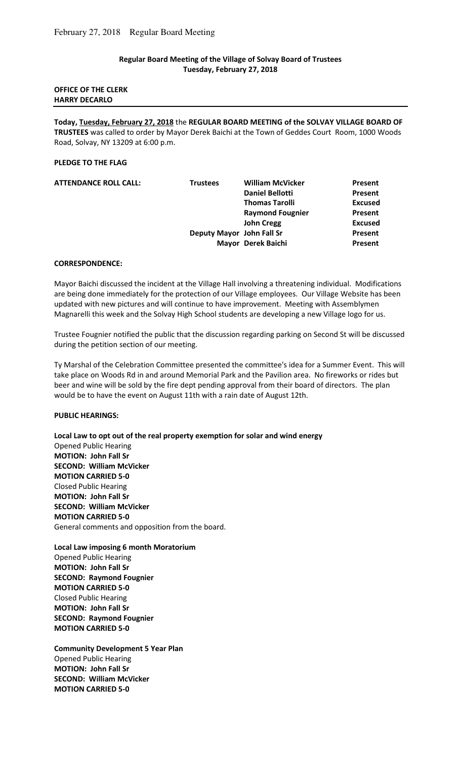**Regular Board Meeting of the Village of Solvay Board of Trustees**
**Tuesday, February 27, 2018**

**OFFICE OF THE CLERK**
**HARRY DECARLO**

---

**Today, Tuesday, February 27, 2018** the **REGULAR BOARD MEETING of the SOLVAY VILLAGE BOARD OF TRUSTEES** was called to order by Mayor Derek Baichi at the Town of Geddes Court Room, 1000 Woods Road, Solvay, NY 13209 at 6:00 p.m.

**PLEDGE TO THE FLAG**

| **ATTENDANCE ROLL CALL:** | **Trustees** | **William McVicker** | **Present** |
|---|---|---|---|
| | | **Daniel Bellotti** | **Present** |
| | | **Thomas Tarolli** | **Excused** |
| | | **Raymond Fougnier** | **Present** |
| | | **John Cregg** | **Excused** |
| | **Deputy Mayor** | **John Fall Sr** | **Present** |
| | **Mayor** | **Derek Baichi** | **Present** |

**CORRESPONDENCE:**

Mayor Baichi discussed the incident at the Village Hall involving a threatening individual. Modifications are being done immediately for the protection of our Village employees. Our Village Website has been updated with new pictures and will continue to have improvement. Meeting with Assemblymen Magnarelli this week and the Solvay High School students are developing a new Village logo for us.

Trustee Fougnier notified the public that the discussion regarding parking on Second St will be discussed during the petition section of our meeting.

Ty Marshal of the Celebration Committee presented the committee's idea for a Summer Event. This will take place on Woods Rd in and around Memorial Park and the Pavilion area. No fireworks or rides but beer and wine will be sold by the fire dept pending approval from their board of directors. The plan would be to have the event on August 11th with a rain date of August 12th.

**PUBLIC HEARINGS:**

**Local Law to opt out of the real property exemption for solar and wind energy**
Opened Public Hearing
**MOTION: John Fall Sr**
**SECOND: William McVicker**
**MOTION CARRIED 5-0**
Closed Public Hearing
**MOTION: John Fall Sr**
**SECOND: William McVicker**
**MOTION CARRIED 5-0**
General comments and opposition from the board.

**Local Law imposing 6 month Moratorium**
Opened Public Hearing
**MOTION: John Fall Sr**
**SECOND: Raymond Fougnier**
**MOTION CARRIED 5-0**
Closed Public Hearing
**MOTION: John Fall Sr**
**SECOND: Raymond Fougnier**
**MOTION CARRIED 5-0**

**Community Development 5 Year Plan**
Opened Public Hearing
**MOTION: John Fall Sr**
**SECOND: William McVicker**
**MOTION CARRIED 5-0**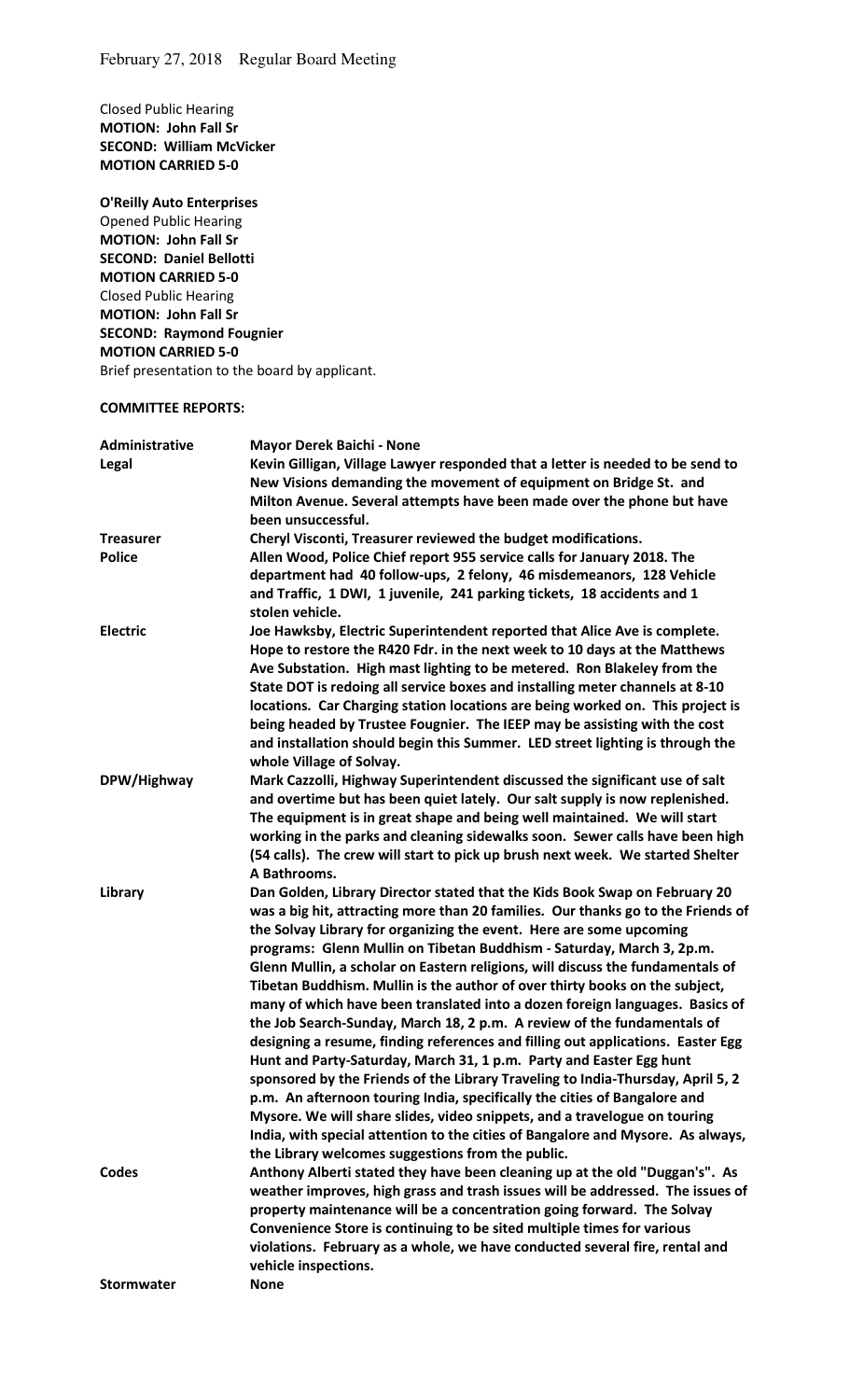Closed Public Hearing
**MOTION: John Fall Sr**
**SECOND: William McVicker**
**MOTION CARRIED 5-0**

**O'Reilly Auto Enterprises**
Opened Public Hearing
**MOTION: John Fall Sr**
**SECOND: Daniel Bellotti**
**MOTION CARRIED 5-0**
Closed Public Hearing
**MOTION: John Fall Sr**
**SECOND: Raymond Fougnier**
**MOTION CARRIED 5-0**
Brief presentation to the board by applicant.

**COMMITTEE REPORTS:**

| | |
|---|---|
| **Administrative** | **Mayor Derek Baichi - None** |
| **Legal** | **Kevin Gilligan, Village Lawyer responded that a letter is needed to be send to New Visions demanding the movement of equipment on Bridge St. and Milton Avenue. Several attempts have been made over the phone but have been unsuccessful.** |
| **Treasurer** | **Cheryl Visconti, Treasurer reviewed the budget modifications.** |
| **Police** | **Allen Wood, Police Chief report 955 service calls for January 2018. The department had 40 follow-ups, 2 felony, 46 misdemeanors, 128 Vehicle and Traffic, 1 DWI, 1 juvenile, 241 parking tickets, 18 accidents and 1 stolen vehicle.** |
| **Electric** | **Joe Hawksby, Electric Superintendent reported that Alice Ave is complete. Hope to restore the R420 Fdr. in the next week to 10 days at the Matthews Ave Substation. High mast lighting to be metered. Ron Blakeley from the State DOT is redoing all service boxes and installing meter channels at 8-10 locations. Car Charging station locations are being worked on. This project is being headed by Trustee Fougnier. The IEEP may be assisting with the cost and installation should begin this Summer. LED street lighting is through the whole Village of Solvay.** |
| **DPW/Highway** | **Mark Cazzolli, Highway Superintendent discussed the significant use of salt and overtime but has been quiet lately. Our salt supply is now replenished. The equipment is in great shape and being well maintained. We will start working in the parks and cleaning sidewalks soon. Sewer calls have been high (54 calls). The crew will start to pick up brush next week. We started Shelter A Bathrooms.** |
| **Library** | **Dan Golden, Library Director stated that the Kids Book Swap on February 20 was a big hit, attracting more than 20 families. Our thanks go to the Friends of the Solvay Library for organizing the event. Here are some upcoming programs: Glenn Mullin on Tibetan Buddhism - Saturday, March 3, 2p.m. Glenn Mullin, a scholar on Eastern religions, will discuss the fundamentals of Tibetan Buddhism. Mullin is the author of over thirty books on the subject, many of which have been translated into a dozen foreign languages. Basics of the Job Search-Sunday, March 18, 2 p.m. A review of the fundamentals of designing a resume, finding references and filling out applications. Easter Egg Hunt and Party-Saturday, March 31, 1 p.m. Party and Easter Egg hunt sponsored by the Friends of the Library Traveling to India-Thursday, April 5, 2 p.m. An afternoon touring India, specifically the cities of Bangalore and Mysore. We will share slides, video snippets, and a travelogue on touring India, with special attention to the cities of Bangalore and Mysore. As always, the Library welcomes suggestions from the public.** |
| **Codes** | **Anthony Alberti stated they have been cleaning up at the old "Duggan's". As weather improves, high grass and trash issues will be addressed. The issues of property maintenance will be a concentration going forward. The Solvay Convenience Store is continuing to be sited multiple times for various violations. February as a whole, we have conducted several fire, rental and vehicle inspections.** |
| **Stormwater** | **None** |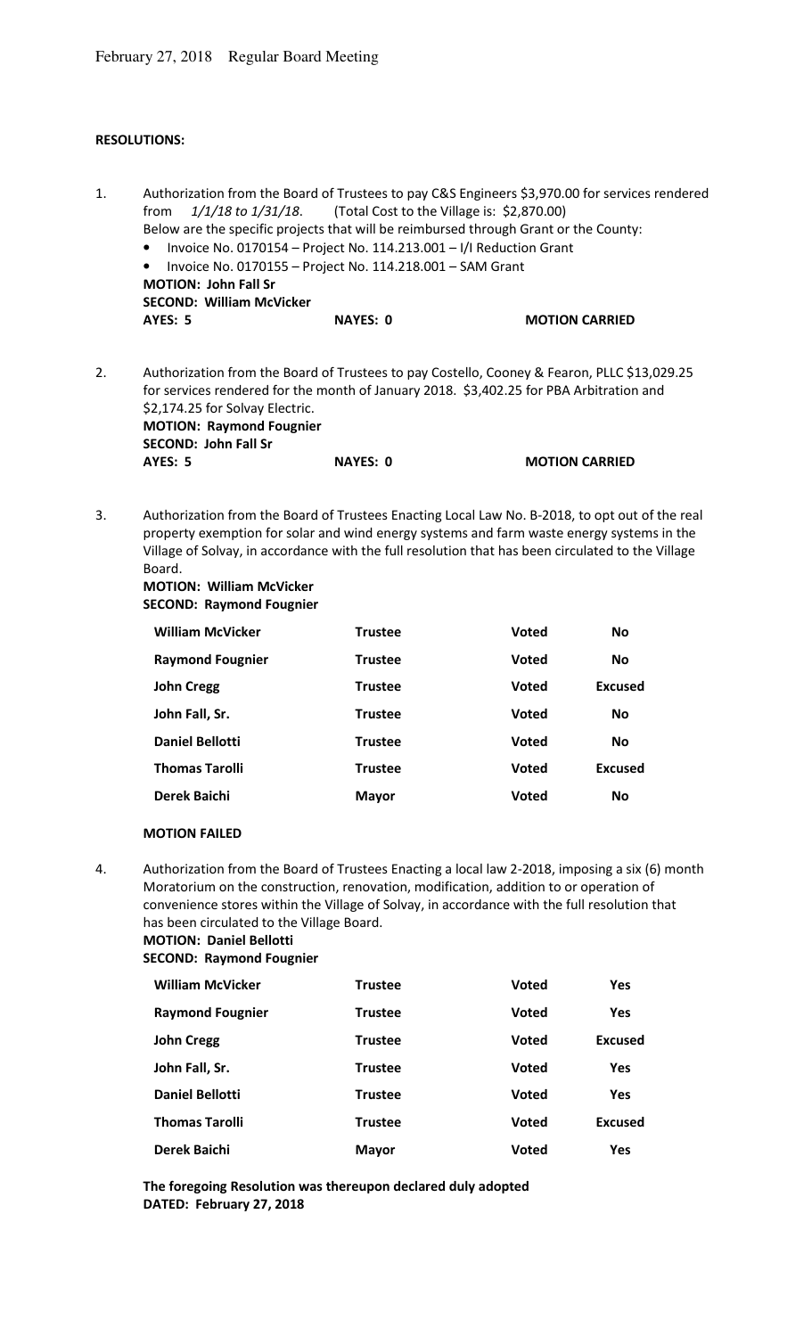February 27, 2018 Regular Board Meeting

**RESOLUTIONS:**

1. Authorization from the Board of Trustees to pay C&S Engineers $3,970.00 for services rendered from *1/1/18 to 1/31/18*. (Total Cost to the Village is: $2,870.00)
   Below are the specific projects that will be reimbursed through Grant or the County:
   - Invoice No. 0170154 – Project No. 114.213.001 – I/I Reduction Grant
   - Invoice No. 0170155 – Project No. 114.218.001 – SAM Grant

   **MOTION: John Fall Sr**
   **SECOND: William McVicker**
   **AYES: 5 NAYES: 0 MOTION CARRIED**

2. Authorization from the Board of Trustees to pay Costello, Cooney & Fearon, PLLC $13,029.25 for services rendered for the month of January 2018. $3,402.25 for PBA Arbitration and $2,174.25 for Solvay Electric.

   **MOTION: Raymond Fougnier**
   **SECOND: John Fall Sr**
   **AYES: 5 NAYES: 0 MOTION CARRIED**

3. Authorization from the Board of Trustees Enacting Local Law No. B-2018, to opt out of the real property exemption for solar and wind energy systems and farm waste energy systems in the Village of Solvay, in accordance with the full resolution that has been circulated to the Village Board.

   **MOTION: William McVicker**
   **SECOND: Raymond Fougnier**

| | | | |
|---|---|---|---|
| **William McVicker** | **Trustee** | **Voted** | **No** |
| **Raymond Fougnier** | **Trustee** | **Voted** | **No** |
| **John Cregg** | **Trustee** | **Voted** | **Excused** |
| **John Fall, Sr.** | **Trustee** | **Voted** | **No** |
| **Daniel Bellotti** | **Trustee** | **Voted** | **No** |
| **Thomas Tarolli** | **Trustee** | **Voted** | **Excused** |
| **Derek Baichi** | **Mayor** | **Voted** | **No** |

   **MOTION FAILED**

4. Authorization from the Board of Trustees Enacting a local law 2-2018, imposing a six (6) month Moratorium on the construction, renovation, modification, addition to or operation of convenience stores within the Village of Solvay, in accordance with the full resolution that has been circulated to the Village Board.

   **MOTION: Daniel Bellotti**
   **SECOND: Raymond Fougnier**

| | | | |
|---|---|---|---|
| **William McVicker** | **Trustee** | **Voted** | **Yes** |
| **Raymond Fougnier** | **Trustee** | **Voted** | **Yes** |
| **John Cregg** | **Trustee** | **Voted** | **Excused** |
| **John Fall, Sr.** | **Trustee** | **Voted** | **Yes** |
| **Daniel Bellotti** | **Trustee** | **Voted** | **Yes** |
| **Thomas Tarolli** | **Trustee** | **Voted** | **Excused** |
| **Derek Baichi** | **Mayor** | **Voted** | **Yes** |

   **The foregoing Resolution was thereupon declared duly adopted**
   **DATED: February 27, 2018**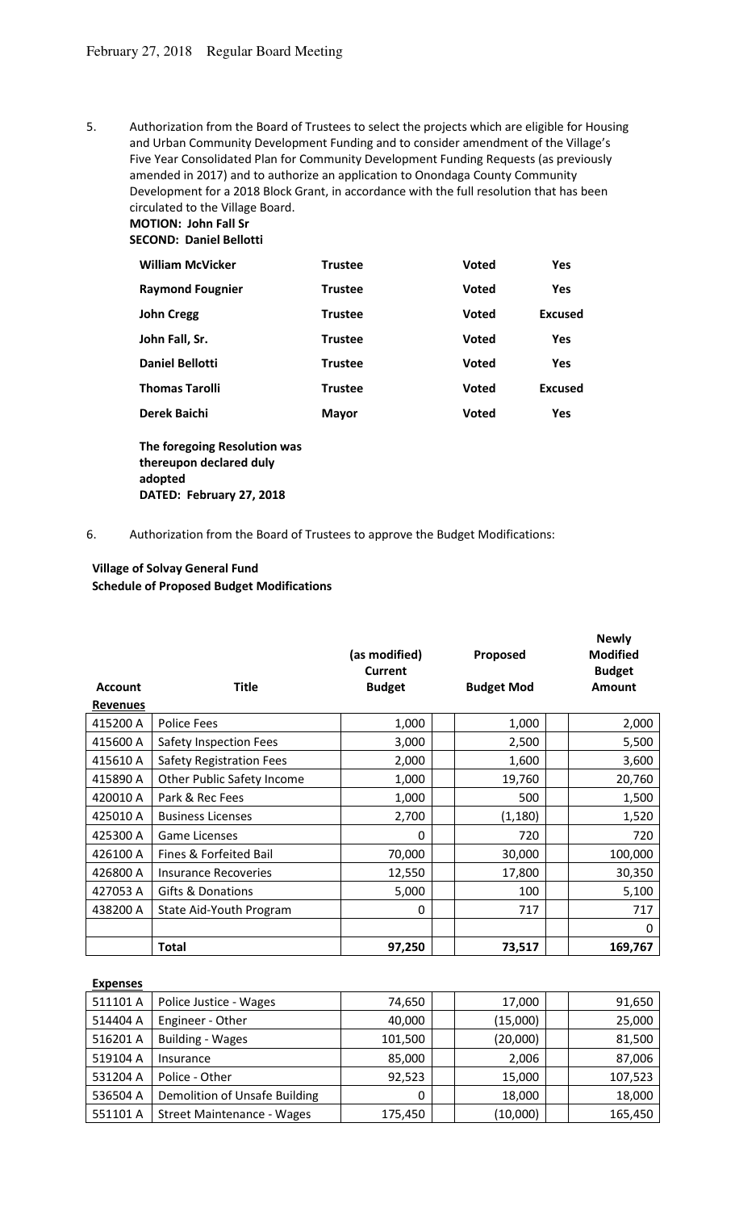5. Authorization from the Board of Trustees to select the projects which are eligible for Housing and Urban Community Development Funding and to consider amendment of the Village's Five Year Consolidated Plan for Community Development Funding Requests (as previously amended in 2017) and to authorize an application to Onondaga County Community Development for a 2018 Block Grant, in accordance with the full resolution that has been circulated to the Village Board.

**MOTION: John Fall Sr**
**SECOND: Daniel Bellotti**

| | | | |
|---|---|---|---|
| **William McVicker** | **Trustee** | **Voted** | **Yes** |
| **Raymond Fougnier** | **Trustee** | **Voted** | **Yes** |
| **John Cregg** | **Trustee** | **Voted** | **Excused** |
| **John Fall, Sr.** | **Trustee** | **Voted** | **Yes** |
| **Daniel Bellotti** | **Trustee** | **Voted** | **Yes** |
| **Thomas Tarolli** | **Trustee** | **Voted** | **Excused** |
| **Derek Baichi** | **Mayor** | **Voted** | **Yes** |

**The foregoing Resolution was thereupon declared duly adopted**
**DATED: February 27, 2018**

6. Authorization from the Board of Trustees to approve the Budget Modifications:

**Village of Solvay General Fund**
**Schedule of Proposed Budget Modifications**

| **Account** | **Title** | **(as modified) Current Budget** | **Proposed Budget Mod** | **Newly Modified Budget Amount** |
|---|---|---|---|---|
| **Revenues** | | | | |
| 415200 A | Police Fees | 1,000 | 1,000 | 2,000 |
| 415600 A | Safety Inspection Fees | 3,000 | 2,500 | 5,500 |
| 415610 A | Safety Registration Fees | 2,000 | 1,600 | 3,600 |
| 415890 A | Other Public Safety Income | 1,000 | 19,760 | 20,760 |
| 420010 A | Park & Rec Fees | 1,000 | 500 | 1,500 |
| 425010 A | Business Licenses | 2,700 | (1,180) | 1,520 |
| 425300 A | Game Licenses | 0 | 720 | 720 |
| 426100 A | Fines & Forfeited Bail | 70,000 | 30,000 | 100,000 |
| 426800 A | Insurance Recoveries | 12,550 | 17,800 | 30,350 |
| 427053 A | Gifts & Donations | 5,000 | 100 | 5,100 |
| 438200 A | State Aid-Youth Program | 0 | 717 | 717 |
| | | | | 0 |
| | **Total** | **97,250** | **73,517** | **169,767** |

| **Account** | **Title** | **(as modified) Current Budget** | **Proposed Budget Mod** | **Newly Modified Budget Amount** |
|---|---|---|---|---|
| **Expenses** | | | | |
| 511101 A | Police Justice - Wages | 74,650 | 17,000 | 91,650 |
| 514404 A | Engineer - Other | 40,000 | (15,000) | 25,000 |
| 516201 A | Building - Wages | 101,500 | (20,000) | 81,500 |
| 519104 A | Insurance | 85,000 | 2,006 | 87,006 |
| 531204 A | Police - Other | 92,523 | 15,000 | 107,523 |
| 536504 A | Demolition of Unsafe Building | 0 | 18,000 | 18,000 |
| 551101 A | Street Maintenance - Wages | 175,450 | (10,000) | 165,450 |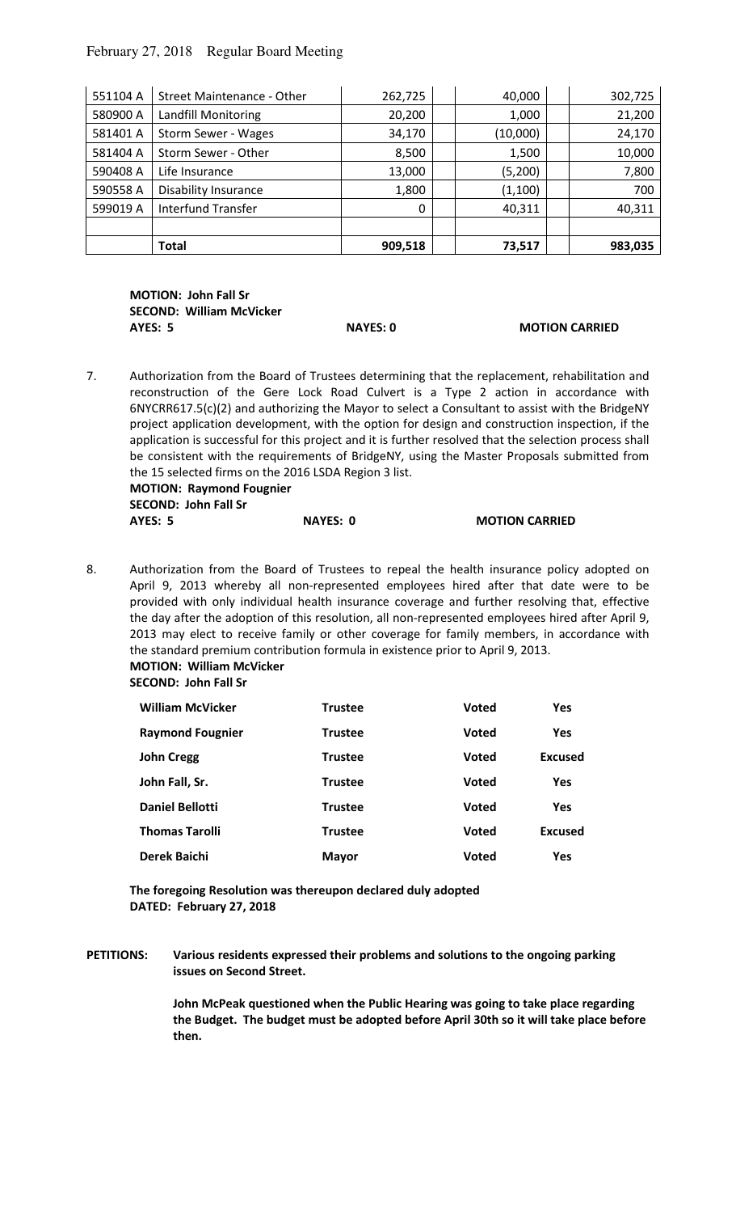| 551104 A | Street Maintenance - Other | 262,725 | 40,000 | 302,725 |
|---|---|---|---|---|
| 580900 A | Landfill Monitoring | 20,200 | 1,000 | 21,200 |
| 581401 A | Storm Sewer - Wages | 34,170 | (10,000) | 24,170 |
| 581404 A | Storm Sewer - Other | 8,500 | 1,500 | 10,000 |
| 590408 A | Life Insurance | 13,000 | (5,200) | 7,800 |
| 590558 A | Disability Insurance | 1,800 | (1,100) | 700 |
| 599019 A | Interfund Transfer | 0 | 40,311 | 40,311 |
| | | | | |
| | **Total** | **909,518** | **73,517** | **983,035** |

**MOTION: John Fall Sr**
**SECOND: William McVicker**
**AYES: 5** **NAYES: 0** **MOTION CARRIED**

7. Authorization from the Board of Trustees determining that the replacement, rehabilitation and reconstruction of the Gere Lock Road Culvert is a Type 2 action in accordance with 6NYCRR617.5(c)(2) and authorizing the Mayor to select a Consultant to assist with the BridgeNY project application development, with the option for design and construction inspection, if the application is successful for this project and it is further resolved that the selection process shall be consistent with the requirements of BridgeNY, using the Master Proposals submitted from the 15 selected firms on the 2016 LSDA Region 3 list.
**MOTION: Raymond Fougnier**
**SECOND: John Fall Sr**
**AYES: 5** **NAYES: 0** **MOTION CARRIED**

8. Authorization from the Board of Trustees to repeal the health insurance policy adopted on April 9, 2013 whereby all non-represented employees hired after that date were to be provided with only individual health insurance coverage and further resolving that, effective the day after the adoption of this resolution, all non-represented employees hired after April 9, 2013 may elect to receive family or other coverage for family members, in accordance with the standard premium contribution formula in existence prior to April 9, 2013.
**MOTION: William McVicker**
**SECOND: John Fall Sr**

| | | | |
|---|---|---|---|
| **William McVicker** | **Trustee** | **Voted** | **Yes** |
| **Raymond Fougnier** | **Trustee** | **Voted** | **Yes** |
| **John Cregg** | **Trustee** | **Voted** | **Excused** |
| **John Fall, Sr.** | **Trustee** | **Voted** | **Yes** |
| **Daniel Bellotti** | **Trustee** | **Voted** | **Yes** |
| **Thomas Tarolli** | **Trustee** | **Voted** | **Excused** |
| **Derek Baichi** | **Mayor** | **Voted** | **Yes** |

**The foregoing Resolution was thereupon declared duly adopted**
**DATED: February 27, 2018**

**PETITIONS:** **Various residents expressed their problems and solutions to the ongoing parking issues on Second Street.**

**John McPeak questioned when the Public Hearing was going to take place regarding the Budget. The budget must be adopted before April 30th so it will take place before then.**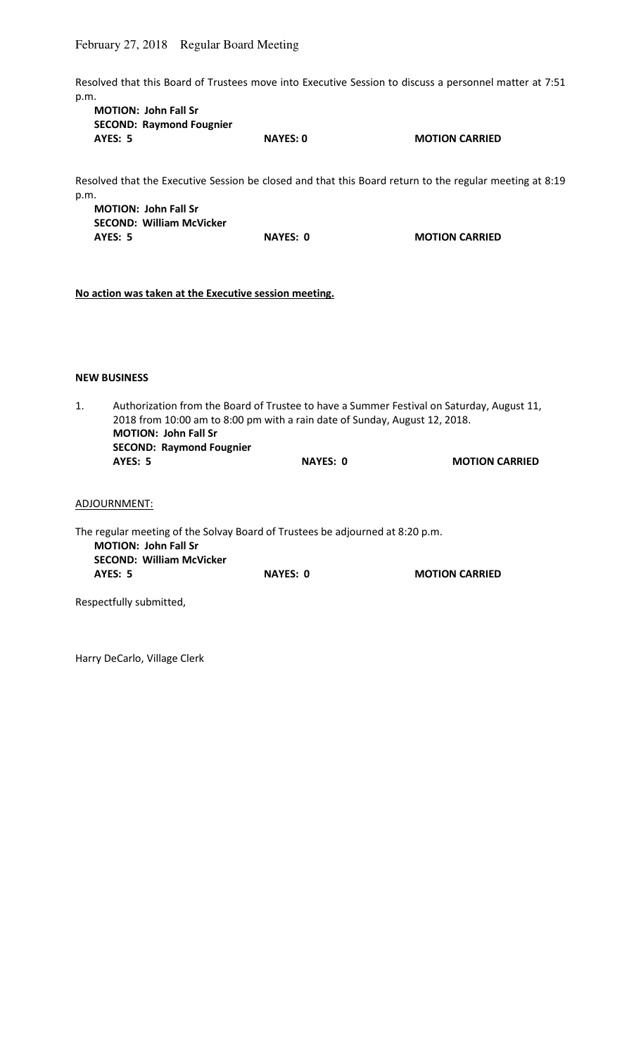Resolved that this Board of Trustees move into Executive Session to discuss a personnel matter at 7:51 p.m.

**MOTION: John Fall Sr**
**SECOND: Raymond Fougnier**
**AYES: 5** **NAYES: 0** **MOTION CARRIED**

Resolved that the Executive Session be closed and that this Board return to the regular meeting at 8:19 p.m.

**MOTION: John Fall Sr**
**SECOND: William McVicker**
**AYES: 5** **NAYES: 0** **MOTION CARRIED**

**No action was taken at the Executive session meeting.**

**NEW BUSINESS**

1. Authorization from the Board of Trustee to have a Summer Festival on Saturday, August 11, 2018 from 10:00 am to 8:00 pm with a rain date of Sunday, August 12, 2018.
   **MOTION: John Fall Sr**
   **SECOND: Raymond Fougnier**
   **AYES: 5** **NAYES: 0** **MOTION CARRIED**

ADJOURNMENT:

The regular meeting of the Solvay Board of Trustees be adjourned at 8:20 p.m.

**MOTION: John Fall Sr**
**SECOND: William McVicker**
**AYES: 5** **NAYES: 0** **MOTION CARRIED**

Respectfully submitted,

Harry DeCarlo, Village Clerk